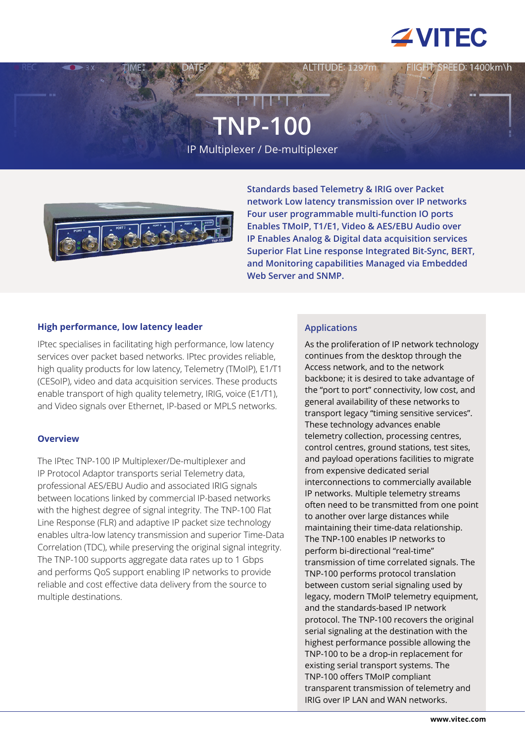# TNP-100

IP Multiplexer / De-multiplexer

**Standards based Telemetry & IRIG over Packet network Low latency transmission over IP networks Four user programmable multi-function IO ports Enables TMoIP, T1/E1, Video & AES/EBU Audio over IP Enables Analog & Digital data acquisition services Superior Flat Line response Integrated Bit-Sync, BERT, and Monitoring capabilities Managed via Embedded Web Server and SNMP.**

## High performance, low latency leader

IPtec specialises in facilitating high performance, low latency services over packet based networks. IPtec provides reliable, high quality products for low latency, Telemetry (TMoIP), E1/T1 (CESoIP), video and data acquisition services. These products enable transport of high quality telemetry, IRIG, voice (E1/T1), and Video signals over Ethernet, IP-based or MPLS networks.

## Overview

The IPtec TNP-100 IP Multiplexer/De-multiplexer and IP Protocol Adaptor transports serial Telemetry data, professional AES/EBU Audio and associated IRIG signals between locations linked by commercial IP-based networks with the highest degree of signal integrity. The TNP-100 Flat Line Response (FLR) and adaptive IP packet size technology enables ultra-low latency transmission and superior Time-Data Correlation (TDC), while preserving the original signal integrity. The TNP-100 supports aggregate data rates up to 1 Gbps and performs QoS support enabling IP networks to provide reliable and cost effective data delivery from the source to multiple destinations.

## Applications

As the proliferation of IP network technology continues from the desktop through the Access network, and to the network backbone; it is desired to take advantage of the "port to port" connectivity, low cost, and general availability of these networks to transport legacy "timing sensitive services". These technology advances enable telemetry collection, processing centres, control centres, ground stations, test sites, and payload operations facilities to migrate from expensive dedicated serial interconnections to commercially available IP networks. Multiple telemetry streams often need to be transmitted from one point to another over large distances while maintaining their time-data relationship. The TNP-100 enables IP networks to perform bi-directional "real-time" transmission of time correlated signals. The TNP-100 performs protocol translation between custom serial signaling used by legacy, modern TMoIP telemetry equipment, and the standards-based IP network protocol. The TNP-100 recovers the original serial signaling at the destination with the highest performance possible allowing the TNP-100 to be a drop-in replacement for existing serial transport systems. The TNP-100 offers TMoIP compliant transparent transmission of telemetry and IRIG over IP LAN and WAN networks.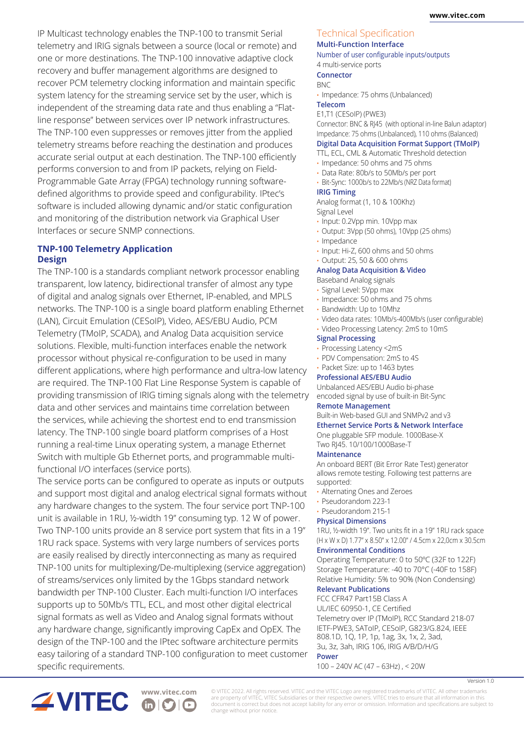IP Multicast technology enables the TNP-100 to transmit Serial telemetry and IRIG signals between a source (local or remote) and one or more destinations. The TNP-100 innovative adaptive clock recovery and buffer management algorithms are designed to recover PCM telemetry clocking information and maintain specific system latency for the streaming service set by the user, which is independent of the streaming data rate and thus enabling a "Flat-line response" between services over IP network infrastructures. The TNP-100 even suppresses or removes jitter from the applied telemetry streams before reaching the destination and produces accurate serial output at each destination. The TNP-100 efficiently performs conversion to and from IP packets, relying on Field-Programmable Gate Array (FPGA) technology running software-defined algorithms to provide speed and configurability. IPtec's software is included allowing dynamic and/or static configuration and monitoring of the distribution network via Graphical User Interfaces or secure SNMP connections.

## TNP-100 Telemetry Application Design

The TNP-100 is a standards compliant network processor enabling transparent, low latency, bidirectional transfer of almost any type of digital and analog signals over Ethernet, IP-enabled, and MPLS networks. The TNP-100 is a single board platform enabling Ethernet (LAN), Circuit Emulation (CESoIP), Video, AES/EBU Audio, PCM Telemetry (TMoIP, SCADA), and Analog Data acquisition service solutions. Flexible, multi-function interfaces enable the network processor without physical re-configuration to be used in many different applications, where high performance and ultra-low latency are required. The TNP-100 Flat Line Response System is capable of providing transmission of IRIG timing signals along with the telemetry data and other services and maintains time correlation between the services, while achieving the shortest end to end transmission latency. The TNP-100 single board platform comprises of a Host running a real-time Linux operating system, a manage Ethernet Switch with multiple Gb Ethernet ports, and programmable multi-functional I/O interfaces (service ports).

The service ports can be configured to operate as inputs or outputs and support most digital and analog electrical signal formats without any hardware changes to the system. The four service port TNP-100 unit is available in 1RU, ½-width 19" consuming typ. 12 W of power. Two TNP-100 units provide an 8 service port system that fits in a 19" 1RU rack space. Systems with very large numbers of services ports are easily realised by directly interconnecting as many as required TNP-100 units for multiplexing/De-multiplexing (service aggregation) of streams/services only limited by the 1Gbps standard network bandwidth per TNP-100 Cluster. Each multi-function I/O interfaces supports up to 50Mb/s TTL, ECL, and most other digital electrical signal formats as well as Video and Analog signal formats without any hardware change, significantly improving CapEx and OpEx. The design of the TNP-100 and the IPtec software architecture permits easy tailoring of a standard TNP-100 configuration to meet customer specific requirements.

## Technical Specification

### Multi-Function Interface

**Number of user configurable inputs/outputs**

4 multi-service ports

### Connector

BNC

- Impedance: 75 ohms (Unbalanced)

### Telecom

E1,T1 (CESoIP) (PWE3)

Connector: BNC & RJ45 (with optional in-line Balun adaptor)

Impedance: 75 ohms (Unbalanced), 110 ohms (Balanced)

### Digital Data Acquisition Format Support (TMoIP)

TTL, ECL, CML & Automatic Threshold detection

- Impedance: 50 ohms and 75 ohms
- Data Rate: 80b/s to 50Mb/s per port
- Bit-Sync: 1000b/s to 22Mb/s (NRZ Data format)

### IRIG Timing

Analog format (1, 10 & 100Khz)

Signal Level

- Input: 0.2Vpp min. 10Vpp max
- Output: 3Vpp (50 ohms), 10Vpp (25 ohms)
- Impedance
- Input: Hi-Z, 600 ohms and 50 ohms
- Output: 25, 50 & 600 ohms

### Analog Data Acquisition & Video

Baseband Analog signals

- Signal Level: 5Vpp max
- Impedance: 50 ohms and 75 ohms
- Bandwidth: Up to 10Mhz
- Video data rates: 10Mb/s-400Mb/s (user configurable)
- Video Processing Latency: 2mS to 10mS

### Signal Processing

- Processing Latency <2mS
- PDV Compensation: 2mS to 4S
- Packet Size: up to 1463 bytes

### Professional AES/EBU Audio

Unbalanced AES/EBU Audio bi-phase encoded signal by use of built-in Bit-Sync

### Remote Management

Built-in Web-based GUI and SNMPv2 and v3

### Ethernet Service Ports & Network Interface

One pluggable SFP module. 1000Base-X

Two RJ45. 10/100/1000Base-T

### Maintenance

An onboard BERT (Bit Error Rate Test) generator allows remote testing. Following test patterns are supported:

- Alternating Ones and Zeroes
- Pseudorandom 223-1
- Pseudorandom 215-1

### Physical Dimensions

1RU, ½-width 19". Two units fit in a 19" 1RU rack space

(H x W x D) 1.77" x 8.50" x 12.00" / 4.5cm x 22,0cm x 30.5cm

### Environmental Conditions

Operating Temperature: 0 to 50°C (32F to 122F)

Storage Temperature: -40 to 70°C (-40F to 158F)

Relative Humidity: 5% to 90% (Non Condensing)

### Relevant Publications

FCC CFR47 Part15B Class A

UL/IEC 60950-1, CE Certified

Telemetry over IP (TMoIP), RCC Standard 218-07

IETF-PWE3, SAToIP, CESoIP, G823/G.824, IEEE 808.1D, 1Q, 1P, 1p, 1ag, 3x, 1x, 2, 3ad, 3u, 3z, 3ah, IRIG 106, IRIG A/B/D/H/G

### Power

100 – 240V AC (47 – 63Hz) , < 20W

Version 1.0

© VITEC 2022. All rights reserved. VITEC and the VITEC Logo are registered trademarks of VITEC. All other trademarks are property of VITEC, VITEC Subsidiaries or their respective owners. VITEC tries to ensure that all information in this document is correct but does not accept liability for any error or omission. Information and specifications are subject to change without prior notice.